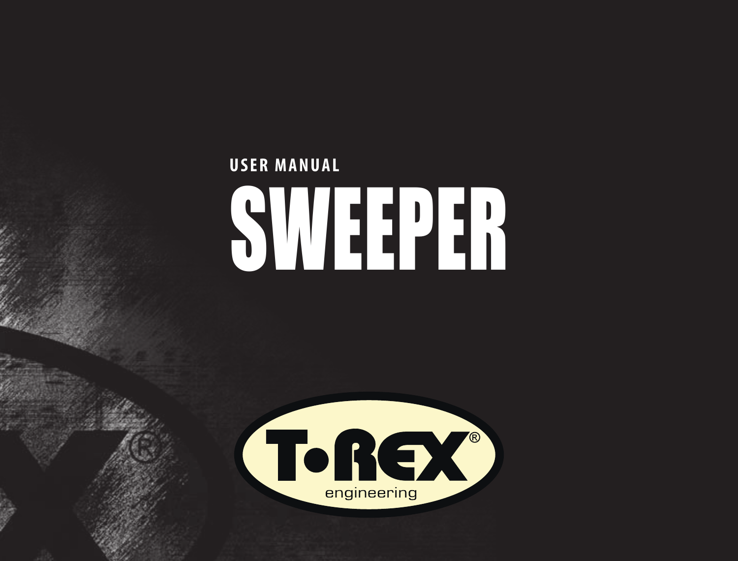USER MANUAL

# SWEEPER

T•REX®

engineering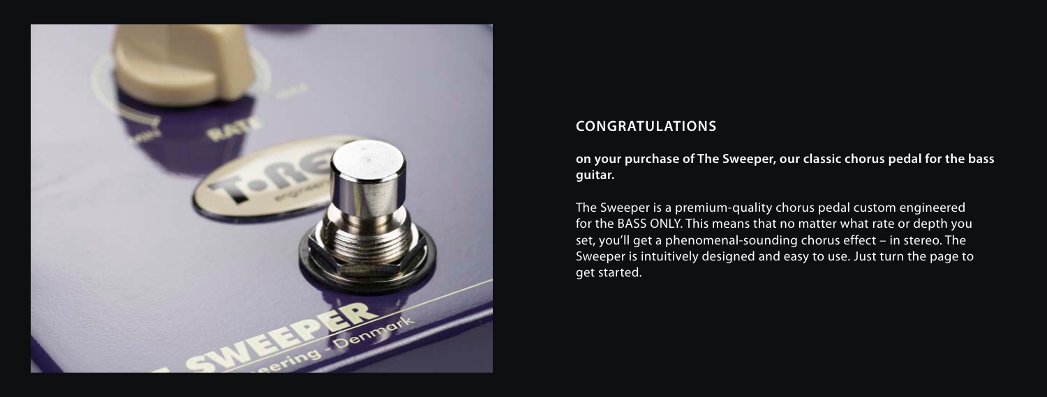## CONGRATULATIONS

**on your purchase of The Sweeper, our classic chorus pedal for the bass guitar.**

The Sweeper is a premium-quality chorus pedal custom engineered for the BASS ONLY. This means that no matter what rate or depth you set, you'll get a phenomenal-sounding chorus effect – in stereo. The Sweeper is intuitively designed and easy to use. Just turn the page to get started.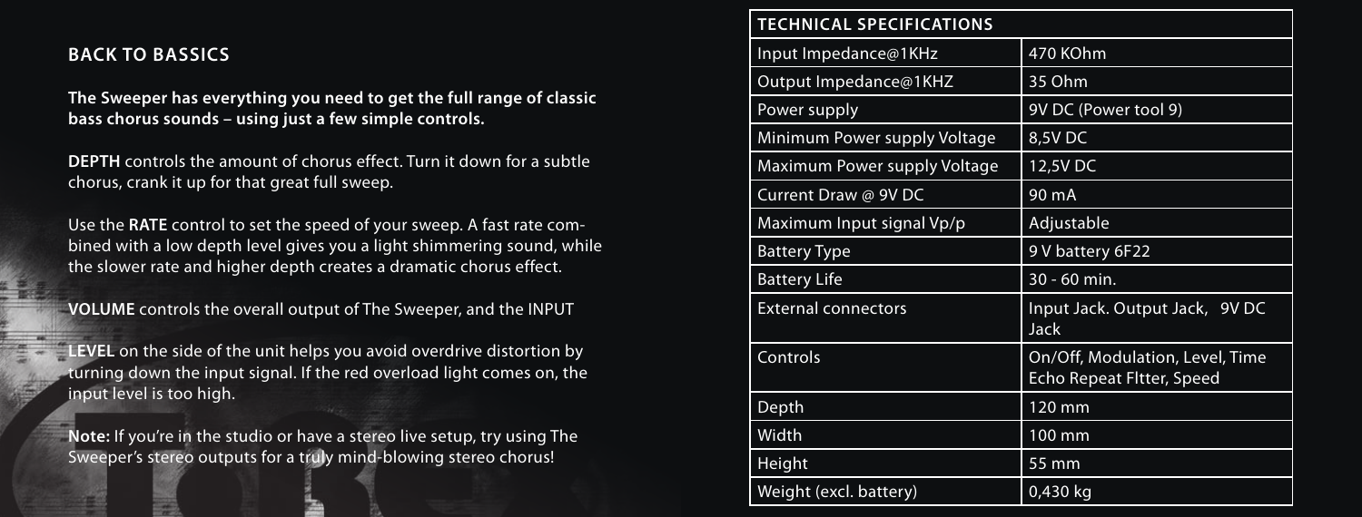## BACK TO BASSICS

**The Sweeper has everything you need to get the full range of classic bass chorus sounds – using just a few simple controls.**

**DEPTH** controls the amount of chorus effect. Turn it down for a subtle chorus, crank it up for that great full sweep.

Use the **RATE** control to set the speed of your sweep. A fast rate combined with a low depth level gives you a light shimmering sound, while the slower rate and higher depth creates a dramatic chorus effect.

**VOLUME** controls the overall output of The Sweeper, and the INPUT

**LEVEL** on the side of the unit helps you avoid overdrive distortion by turning down the input signal. If the red overload light comes on, the input level is too high.

**Note:** If you're in the studio or have a stereo live setup, try using The Sweeper's stereo outputs for a truly mind-blowing stereo chorus!

| TECHNICAL SPECIFICATIONS | |
|---|---|
| Input Impedance@1KHz | 470 KOhm |
| Output Impedance@1KHZ | 35 Ohm |
| Power supply | 9V DC (Power tool 9) |
| Minimum Power supply Voltage | 8,5V DC |
| Maximum Power supply Voltage | 12,5V DC |
| Current Draw @ 9V DC | 90 mA |
| Maximum Input signal Vp/p | Adjustable |
| Battery Type | 9 V battery 6F22 |
| Battery Life | 30 - 60 min. |
| External connectors | Input Jack. Output Jack, 9V DC Jack |
| Controls | On/Off, Modulation, Level, Time Echo Repeat Fltter, Speed |
| Depth | 120 mm |
| Width | 100 mm |
| Height | 55 mm |
| Weight (excl. battery) | 0,430 kg |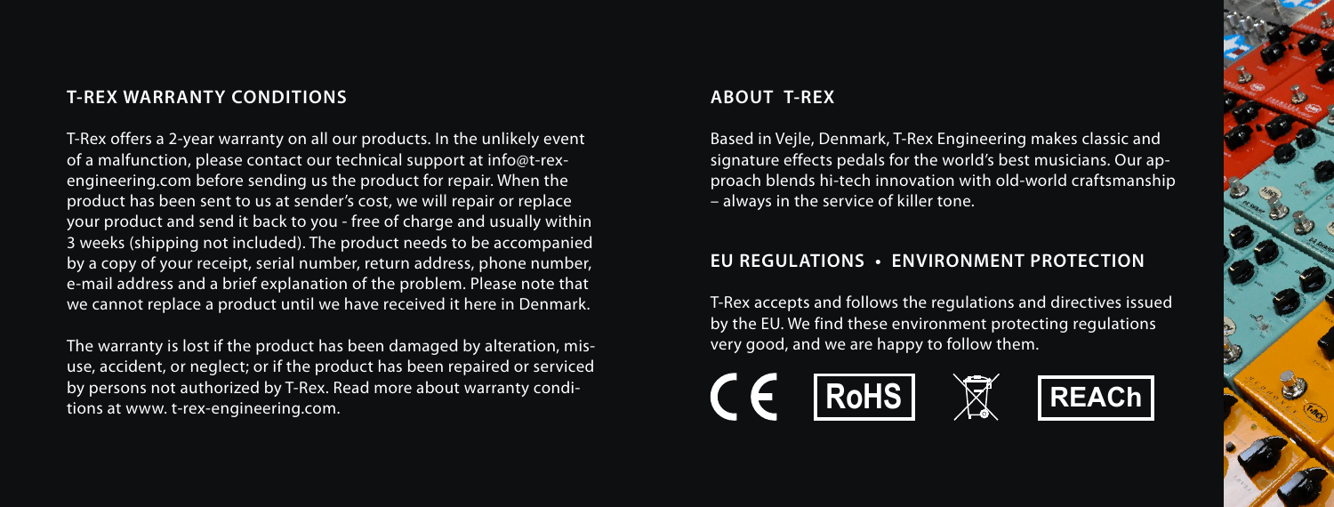## T-REX WARRANTY CONDITIONS

T-Rex offers a 2-year warranty on all our products. In the unlikely event of a malfunction, please contact our technical support at info@t-rex-engineering.com before sending us the product for repair. When the product has been sent to us at sender's cost, we will repair or replace your product and send it back to you - free of charge and usually within 3 weeks (shipping not included). The product needs to be accompanied by a copy of your receipt, serial number, return address, phone number, e-mail address and a brief explanation of the problem. Please note that we cannot replace a product until we have received it here in Denmark.

The warranty is lost if the product has been damaged by alteration, misuse, accident, or neglect; or if the product has been repaired or serviced by persons not authorized by T-Rex. Read more about warranty conditions at www. t-rex-engineering.com.

## ABOUT T-REX

Based in Vejle, Denmark, T-Rex Engineering makes classic and signature effects pedals for the world's best musicians. Our approach blends hi-tech innovation with old-world craftsmanship – always in the service of killer tone.

## EU REGULATIONS • ENVIRONMENT PROTECTION

T-Rex accepts and follows the regulations and directives issued by the EU. We find these environment protecting regulations very good, and we are happy to follow them.

CE RoHS REACh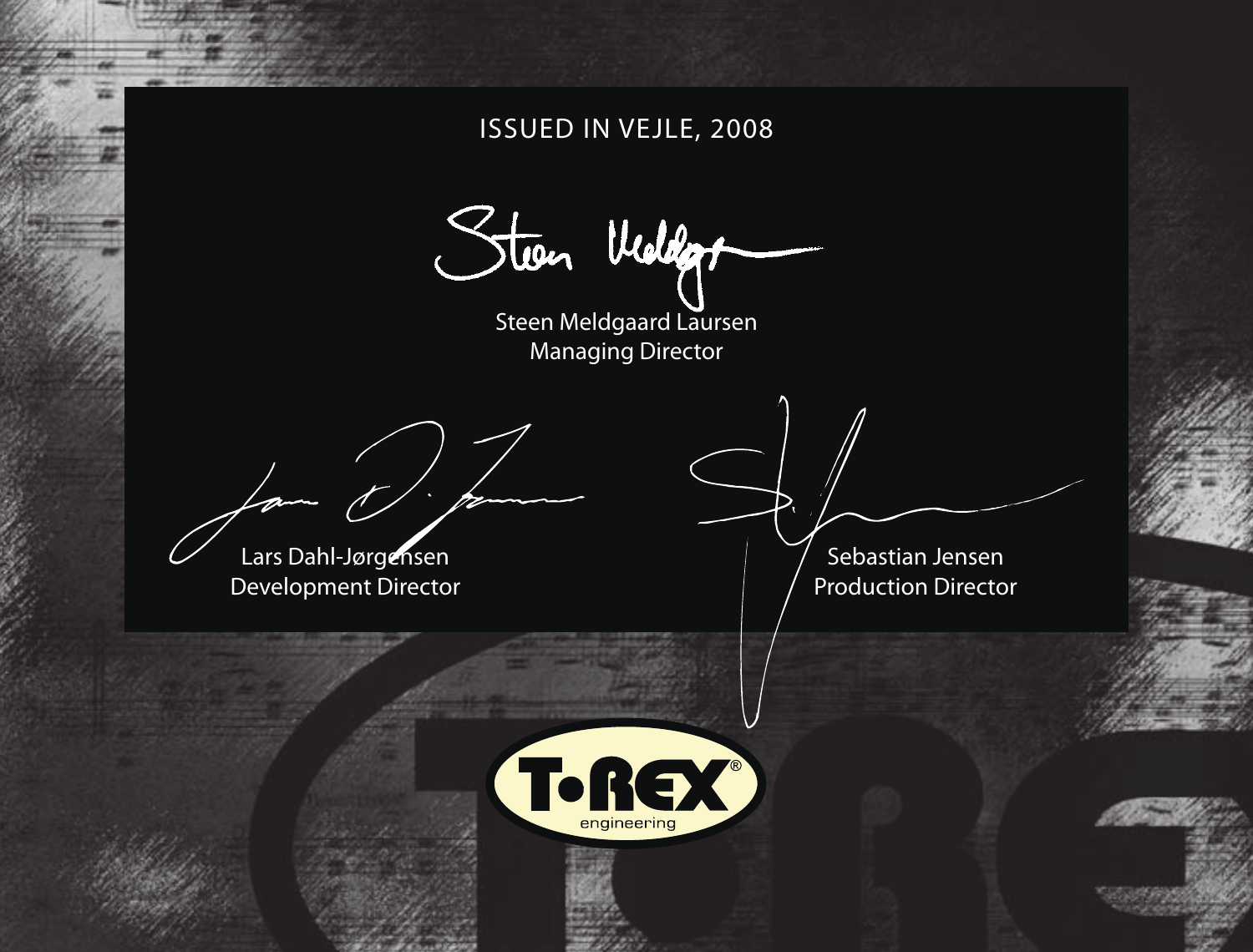ISSUED IN VEJLE, 2008

Steen Meldgaard Laursen
Managing Director

Lars Dahl-Jørgensen
Development Director

Sebastian Jensen
Production Director

T-REX®
engineering